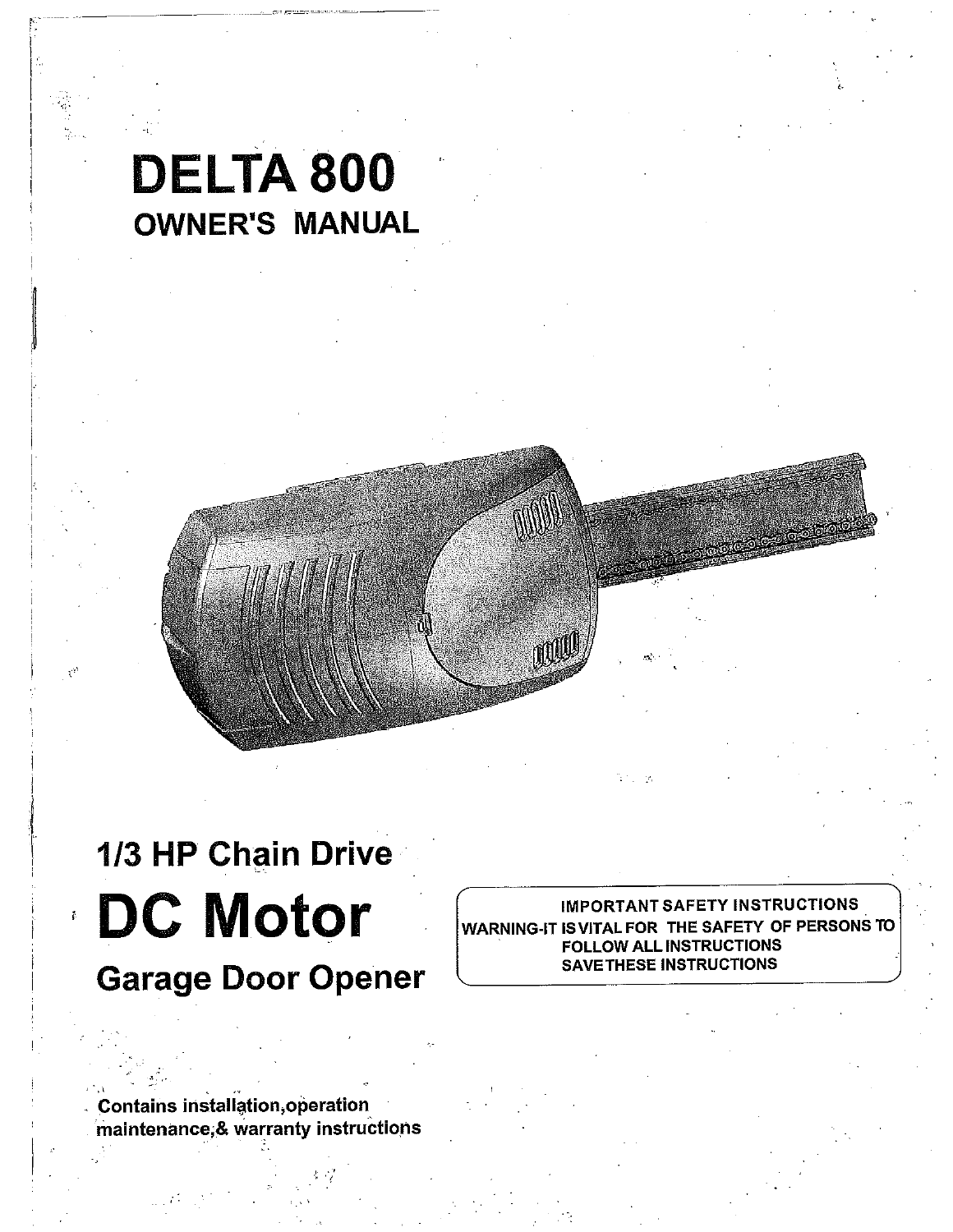# DELTA 800

## OWNER'S MANUAL

## 1/3 HP Chain Drive

# DC Motor

## Garage Door Opener

IMPORTANT SAFETY INSTRUCTIONS
WARNING-IT IS VITAL FOR THE SAFETY OF PERSONS TO FOLLOW ALL INSTRUCTIONS
SAVE THESE INSTRUCTIONS

**Contains installation,operation maintenance,& warranty instructions**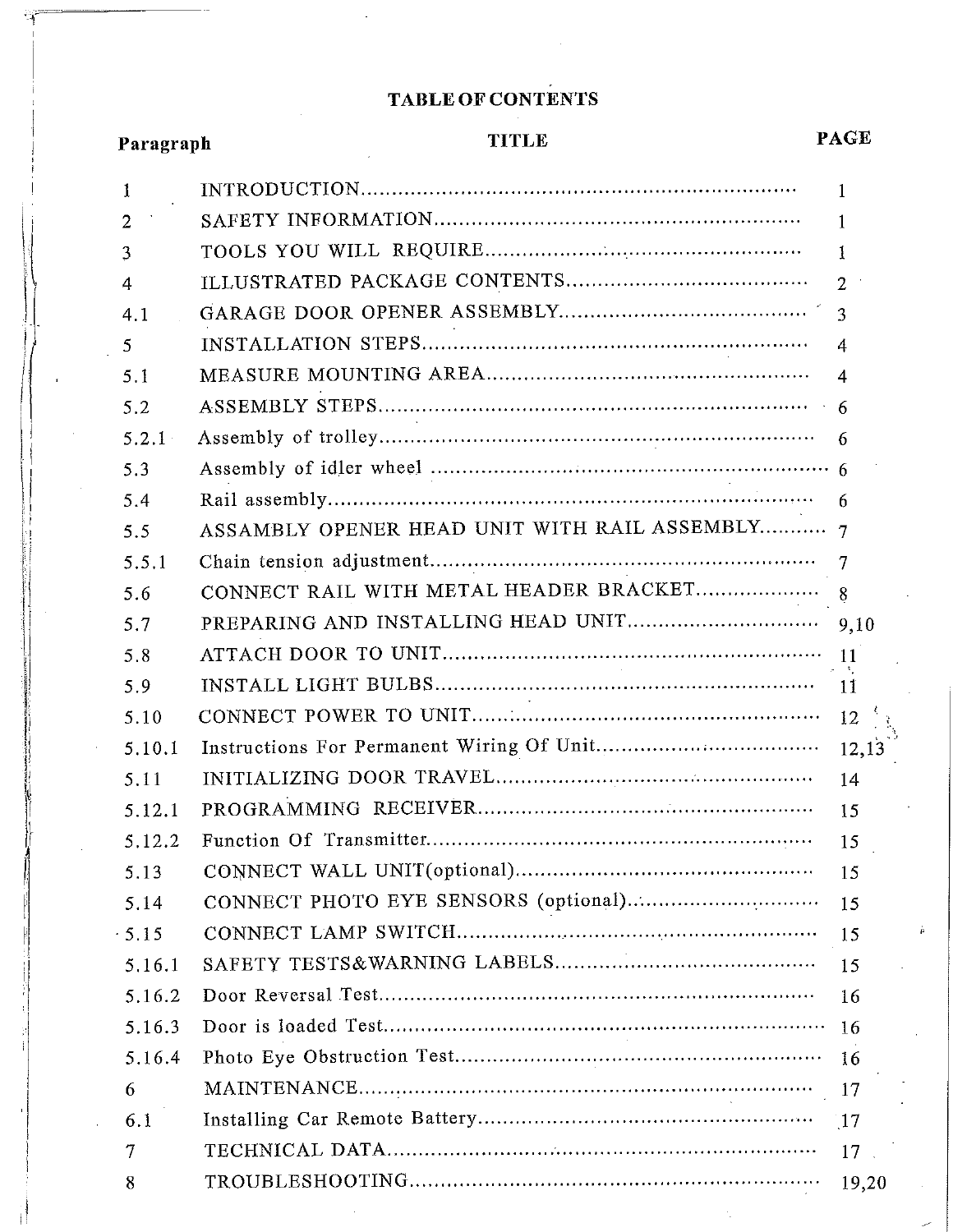# TABLE OF CONTENTS

| Paragraph | TITLE | PAGE |
|---|---|---|
| 1 | INTRODUCTION | 1 |
| 2 | SAFETY INFORMATION | 1 |
| 3 | TOOLS YOU WILL REQUIRE | 1 |
| 4 | ILLUSTRATED PACKAGE CONTENTS | 2 |
| 4.1 | GARAGE DOOR OPENER ASSEMBLY | 3 |
| 5 | INSTALLATION STEPS | 4 |
| 5.1 | MEASURE MOUNTING AREA | 4 |
| 5.2 | ASSEMBLY STEPS | 6 |
| 5.2.1 | Assembly of trolley | 6 |
| 5.3 | Assembly of idler wheel | 6 |
| 5.4 | Rail assembly | 6 |
| 5.5 | ASSAMBLY OPENER HEAD UNIT WITH RAIL ASSEMBLY | 7 |
| 5.5.1 | Chain tension adjustment | 7 |
| 5.6 | CONNECT RAIL WITH METAL HEADER BRACKET | 8 |
| 5.7 | PREPARING AND INSTALLING HEAD UNIT | 9,10 |
| 5.8 | ATTACH DOOR TO UNIT | 11 |
| 5.9 | INSTALL LIGHT BULBS | 11 |
| 5.10 | CONNECT POWER TO UNIT | 12 |
| 5.10.1 | Instructions For Permanent Wiring Of Unit | 12,13 |
| 5.11 | INITIALIZING DOOR TRAVEL | 14 |
| 5.12.1 | PROGRAMMING RECEIVER | 15 |
| 5.12.2 | Function Of Transmitter | 15 |
| 5.13 | CONNECT WALL UNIT(optional) | 15 |
| 5.14 | CONNECT PHOTO EYE SENSORS (optional) | 15 |
| 5.15 | CONNECT LAMP SWITCH | 15 |
| 5.16.1 | SAFETY TESTS&WARNING LABELS | 15 |
| 5.16.2 | Door Reversal Test | 16 |
| 5.16.3 | Door is loaded Test | 16 |
| 5.16.4 | Photo Eye Obstruction Test | 16 |
| 6 | MAINTENANCE | 17 |
| 6.1 | Installing Car Remote Battery | 17 |
| 7 | TECHNICAL DATA | 17 |
| 8 | TROUBLESHOOTING | 19,20 |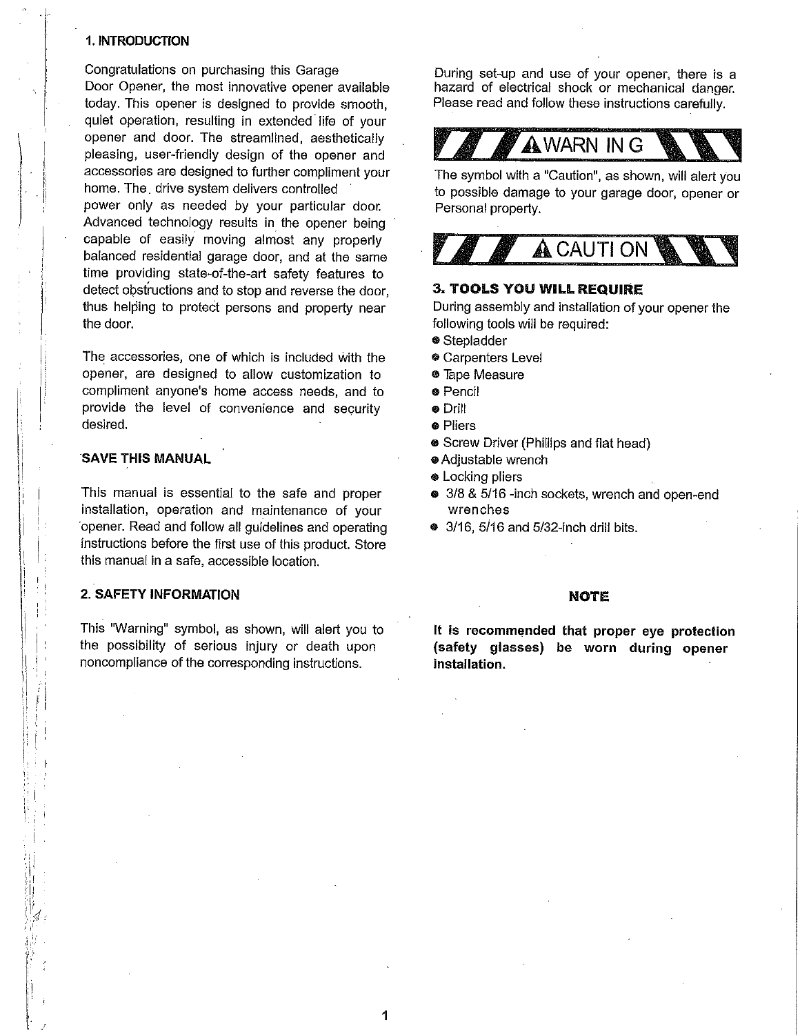## 1. INTRODUCTION

Congratulations on purchasing this Garage Door Opener, the most innovative opener available today. This opener is designed to provide smooth, quiet operation, resulting in extended life of your opener and door. The streamlined, aesthetically pleasing, user-friendly design of the opener and accessories are designed to further compliment your home. The drive system delivers controlled power only as needed by your particular door. Advanced technology results in the opener being capable of easily moving almost any properly balanced residential garage door, and at the same time providing state-of-the-art safety features to detect obstructions and to stop and reverse the door, thus helping to protect persons and property near the door.

The accessories, one of which is included with the opener, are designed to allow customization to compliment anyone's home access needs, and to provide the level of convenience and security desired.

### SAVE THIS MANUAL

This manual is essential to the safe and proper installation, operation and maintenance of your opener. Read and follow all guidelines and operating instructions before the first use of this product. Store this manual in a safe, accessible location.

## 2. SAFETY INFORMATION

This "Warning" symbol, as shown, will alert you to the possibility of serious injury or death upon noncompliance of the corresponding instructions.

During set-up and use of your opener, there is a hazard of electrical shock or mechanical danger. Please read and follow these instructions carefully.

**⚠ WARNING**

The symbol with a "Caution", as shown, will alert you to possible damage to your garage door, opener or Personal property.

**⚠ CAUTION**

## 3. TOOLS YOU WILL REQUIRE

During assembly and installation of your opener the following tools will be required:

- Stepladder
- Carpenters Level
- Tape Measure
- Pencil
- Drill
- Pliers
- Screw Driver (Phillips and flat head)
- Adjustable wrench
- Locking pliers
- 3/8 & 5/16 -inch sockets, wrench and open-end wrenches
- 3/16, 5/16 and 5/32-inch drill bits.

**NOTE**

**It is recommended that proper eye protection (safety glasses) be worn during opener installation.**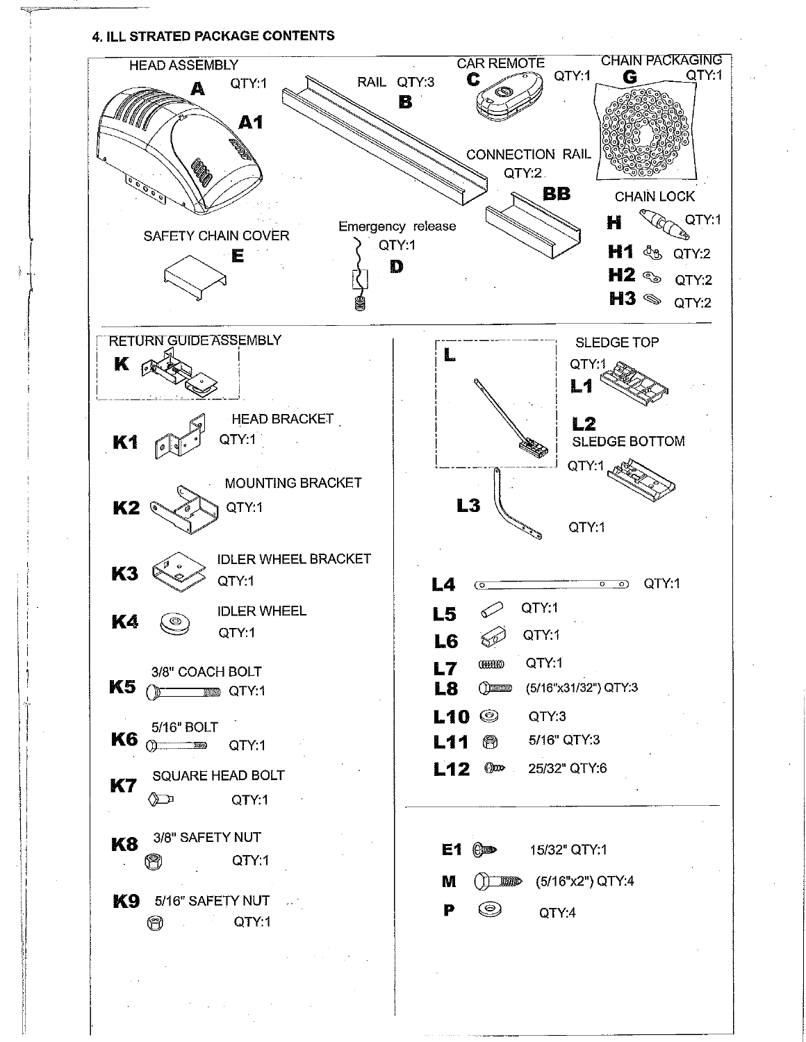## 4. ILL STRATED PACKAGE CONTENTS

- HEAD ASSEMBLY **A** QTY:1 **A1**
- RAIL QTY:3 **B**
- CAR REMOTE **C** QTY:1
- CHAIN PACKAGING **G** QTY:1
- CONNECTION RAIL QTY:2 **BB**
- CHAIN LOCK **H** QTY:1
- **H1** QTY:2
- **H2** QTY:2
- **H3** QTY:2
- SAFETY CHAIN COVER **E**
- Emergency release QTY:1 **D**

---

- RETURN GUIDE ASSEMBLY **K**
- **K1** HEAD BRACKET QTY:1
- **K2** MOUNTING BRACKET QTY:1
- **K3** IDLER WHEEL BRACKET QTY:1
- **K4** IDLER WHEEL QTY:1
- **K5** 3/8" COACH BOLT QTY:1
- **K6** 5/16" BOLT QTY:1
- **K7** SQUARE HEAD BOLT QTY:1
- **K8** 3/8" SAFETY NUT QTY:1
- **K9** 5/16" SAFETY NUT QTY:1

---

- **L**
- SLEDGE TOP QTY:1 **L1**
- **L2** SLEDGE BOTTOM QTY:1
- **L3** QTY:1
- **L4** QTY:1
- **L5** QTY:1
- **L6** QTY:1
- **L7** QTY:1
- **L8** (5/16"x31/32") QTY:3
- **L10** QTY:3
- **L11** 5/16" QTY:3
- **L12** 25/32" QTY:6

---

- **E1** 15/32" QTY:1
- **M** (5/16"x2") QTY:4
- **P** QTY:4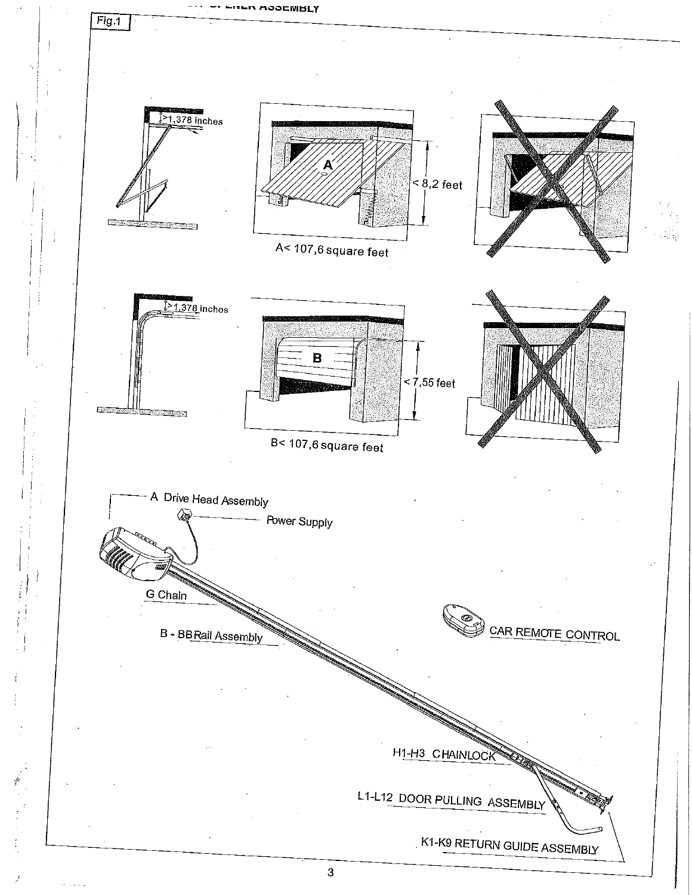Fig.1

>1,378 inches

< 8,2 feet

A< 107,6 square feet

>1,378 inches

< 7,55 feet

B< 107,6 square feet

A Drive Head Assembly

Power Supply

G Chain

B - BB Rail Assembly

CAR REMOTE CONTROL

H1-H3 CHAINLOCK

L1-L12 DOOR PULLING ASSEMBLY

K1-K9 RETURN GUIDE ASSEMBLY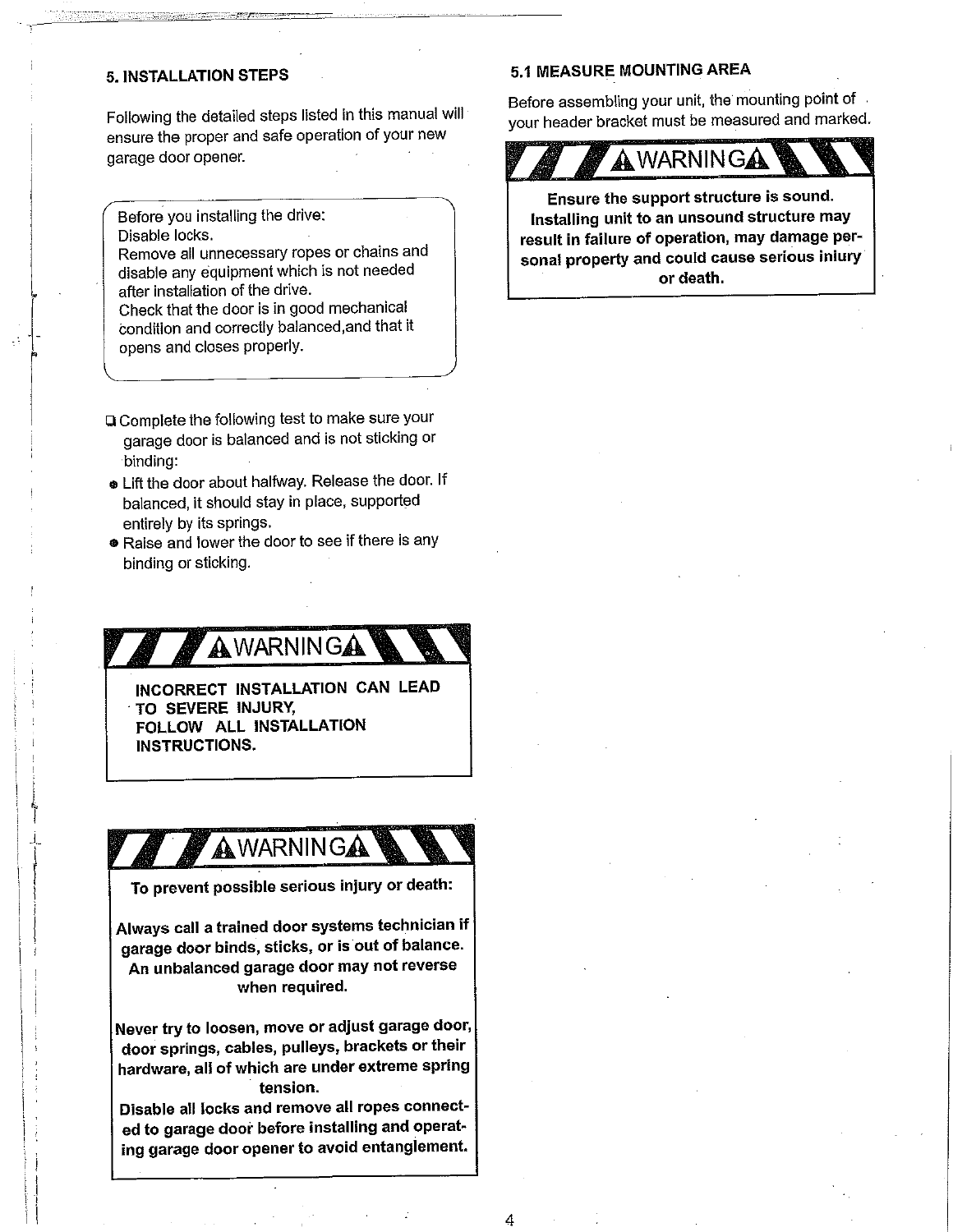## 5. INSTALLATION STEPS

Following the detailed steps listed in this manual will ensure the proper and safe operation of your new garage door opener.

> Before you installing the drive:
> Disable locks.
> Remove all unnecessary ropes or chains and disable any equipment which is not needed after installation of the drive.
> Check that the door is in good mechanical condition and correctly balanced,and that it opens and closes properly.

- Complete the following test to make sure your garage door is balanced and is not sticking or binding:
  - Lift the door about halfway. Release the door. If balanced, it should stay in place, supported entirely by its springs.
  - Raise and lower the door to see if there is any binding or sticking.

**⚠WARNING⚠**

**INCORRECT INSTALLATION CAN LEAD TO SEVERE INJURY, FOLLOW ALL INSTALLATION INSTRUCTIONS.**

**⚠WARNING⚠**

**To prevent possible serious injury or death:**

**Always call a trained door systems technician if garage door binds, sticks, or is out of balance. An unbalanced garage door may not reverse when required.**

**Never try to loosen, move or adjust garage door, door springs, cables, pulleys, brackets or their hardware, all of which are under extreme spring tension.**

**Disable all locks and remove all ropes connected to garage door before installing and operating garage door opener to avoid entanglement.**

### 5.1 MEASURE MOUNTING AREA

Before assembling your unit, the mounting point of your header bracket must be measured and marked.

**⚠WARNING⚠**

**Ensure the support structure is sound. Installing unit to an unsound structure may result in failure of operation, may damage personal property and could cause serious injury or death.**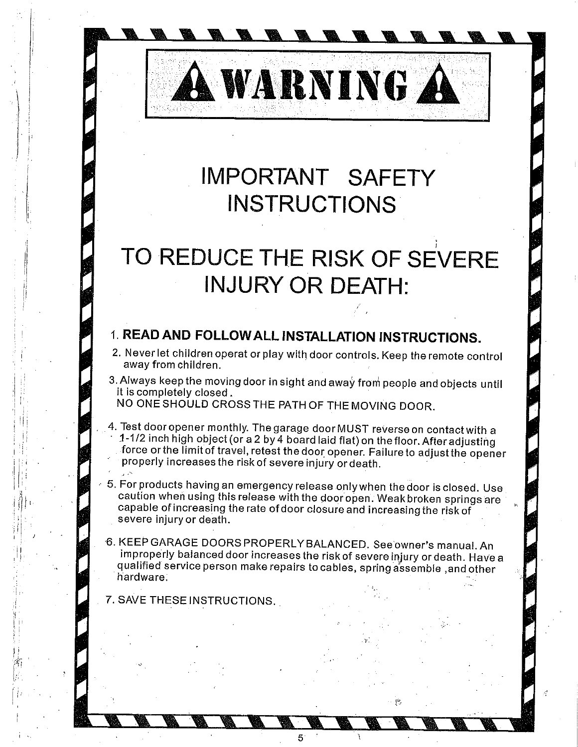# ⚠ WARNING ⚠

## IMPORTANT SAFETY INSTRUCTIONS

## TO REDUCE THE RISK OF SEVERE INJURY OR DEATH:

1. **READ AND FOLLOW ALL INSTALLATION INSTRUCTIONS.**
2. Never let children operat or play with door controls. Keep the remote control away from children.
3. Always keep the moving door in sight and away from people and objects until it is completely closed.
   NO ONE SHOULD CROSS THE PATH OF THE MOVING DOOR.
4. Test door opener monthly. The garage door MUST reverse on contact with a 1-1/2 inch high object (or a 2 by 4 board laid flat) on the floor. After adjusting force or the limit of travel, retest the door opener. Failure to adjust the opener properly increases the risk of severe injury or death.
5. For products having an emergency release only when the door is closed. Use caution when using this release with the door open. Weak broken springs are capable of increasing the rate of door closure and increasing the risk of severe injury or death.
6. KEEP GARAGE DOORS PROPERLY BALANCED. See owner's manual. An improperly balanced door increases the risk of severe injury or death. Have a qualified service person make repairs to cables, spring assemble ,and other hardware.
7. SAVE THESE INSTRUCTIONS.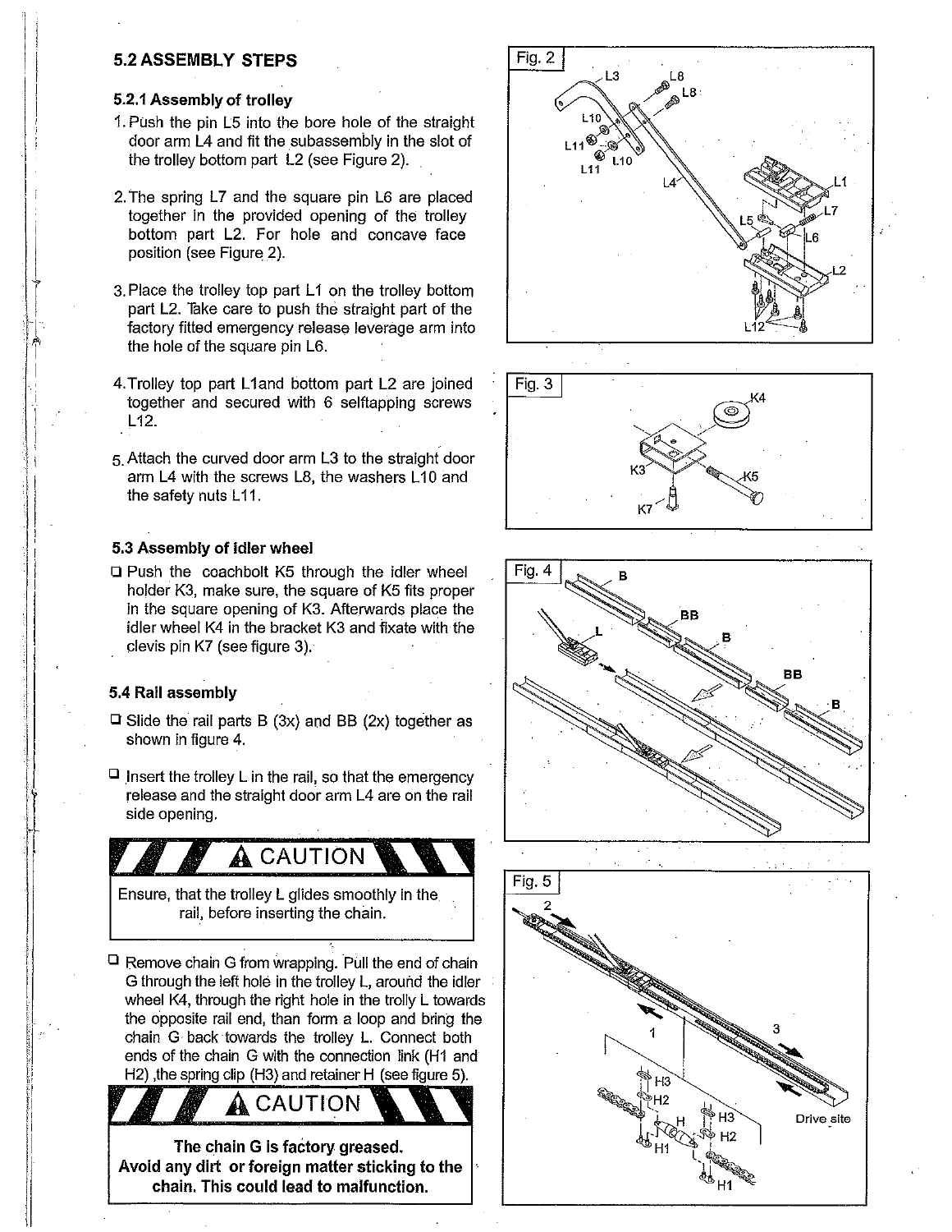## 5.2 ASSEMBLY STEPS

### 5.2.1 Assembly of trolley

1. Push the pin L5 into the bore hole of the straight door arm L4 and fit the subassembly in the slot of the trolley bottom part L2 (see Figure 2).
2. The spring L7 and the square pin L6 are placed together in the provided opening of the trolley bottom part L2. For hole and concave face position (see Figure 2).
3. Place the trolley top part L1 on the trolley bottom part L2. Take care to push the straight part of the factory fitted emergency release leverage arm into the hole of the square pin L6.
4. Trolley top part L1and bottom part L2 are joined together and secured with 6 selftapping screws L12.
5. Attach the curved door arm L3 to the straight door arm L4 with the screws L8, the washers L10 and the safety nuts L11.

### 5.3 Assembly of idler wheel

- Push the coachbolt K5 through the idler wheel holder K3, make sure, the square of K5 fits proper in the square opening of K3. Afterwards place the idler wheel K4 in the bracket K3 and fixate with the clevis pin K7 (see figure 3).

### 5.4 Rail assembly

- Slide the rail parts B (3x) and BB (2x) together as shown in figure 4.
- Insert the trolley L in the rail, so that the emergency release and the straight door arm L4 are on the rail side opening.

**⚠ CAUTION**

Ensure, that the trolley L glides smoothly in the rail, before inserting the chain.

- Remove chain G from wrapping. Pull the end of chain G through the left hole in the trolley L, around the idler wheel K4, through the right hole in the trolly L towards the opposite rail end, than form a loop and bring the chain G back towards the trolley L. Connect both ends of the chain G with the connection link (H1 and H2) ,the spring clip (H3) and retainer H (see figure 5).

**⚠ CAUTION**

**The chain G is factory greased.**
**Avoid any dirt or foreign matter sticking to the chain. This could lead to malfunction.**

Fig. 2

Fig. 3

Fig. 4

Fig. 5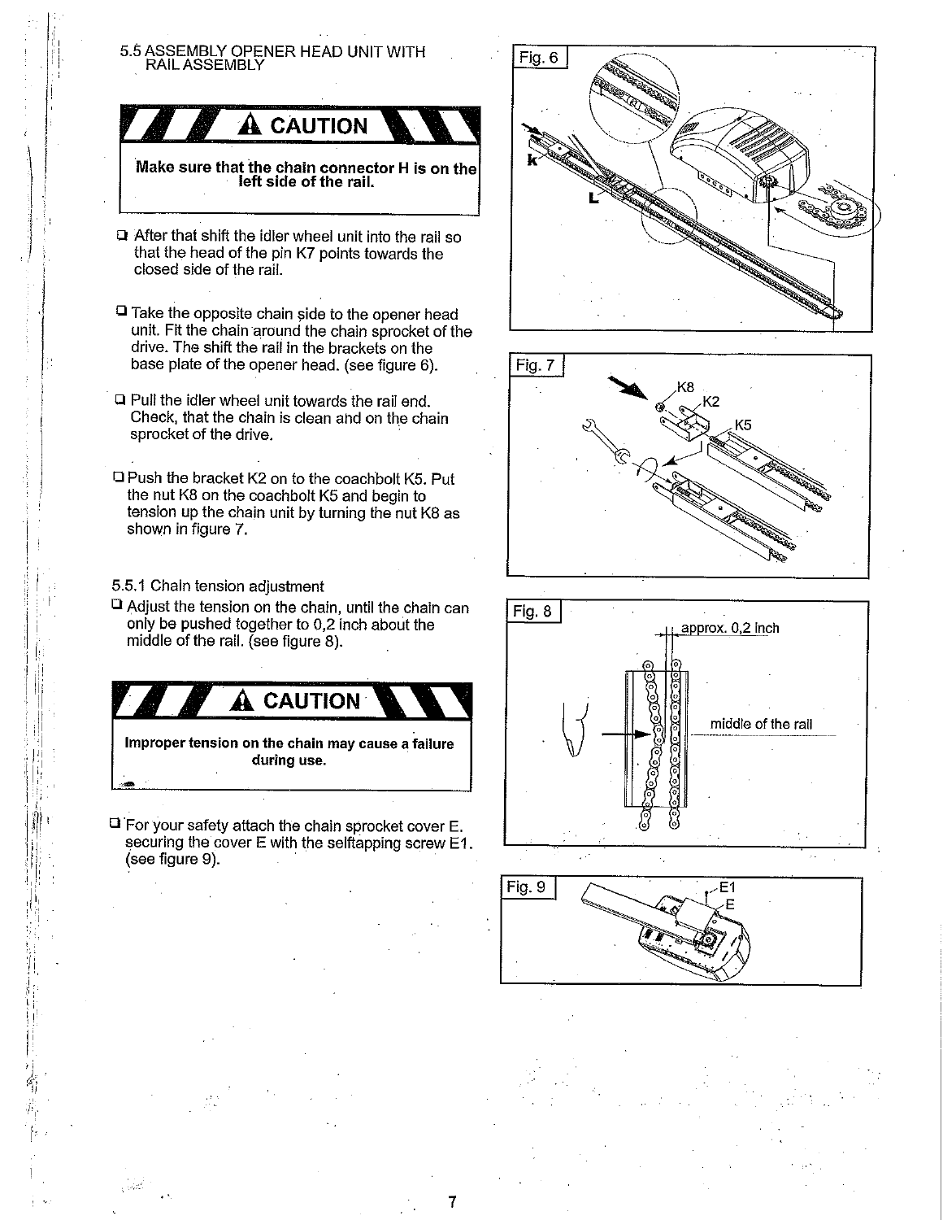## 5.5 ASSEMBLY OPENER HEAD UNIT WITH RAIL ASSEMBLY

**⚠ CAUTION**

**Make sure that the chain connector H is on the left side of the rail.**

- After that shift the idler wheel unit into the rail so that the head of the pin K7 points towards the closed side of the rail.

- Take the opposite chain side to the opener head unit. Fit the chain around the chain sprocket of the drive. The shift the rail in the brackets on the base plate of the opener head. (see figure 6).

- Pull the idler wheel unit towards the rail end. Check, that the chain is clean and on the chain sprocket of the drive.

- Push the bracket K2 on to the coachbolt K5. Put the nut K8 on the coachbolt K5 and begin to tension up the chain unit by turning the nut K8 as shown in figure 7.

### 5.5.1 Chain tension adjustment

- Adjust the tension on the chain, until the chain can only be pushed together to 0,2 inch about the middle of the rail. (see figure 8).

**⚠ CAUTION**

**Improper tension on the chain may cause a failure during use.**

- For your safety attach the chain sprocket cover E. securing the cover E with the selftapping screw E1. (see figure 9).

Fig. 6

k

L

Fig. 7

K8

K2

K5

Fig. 8

approx. 0,2 inch

middle of the rail

Fig. 9

E1

E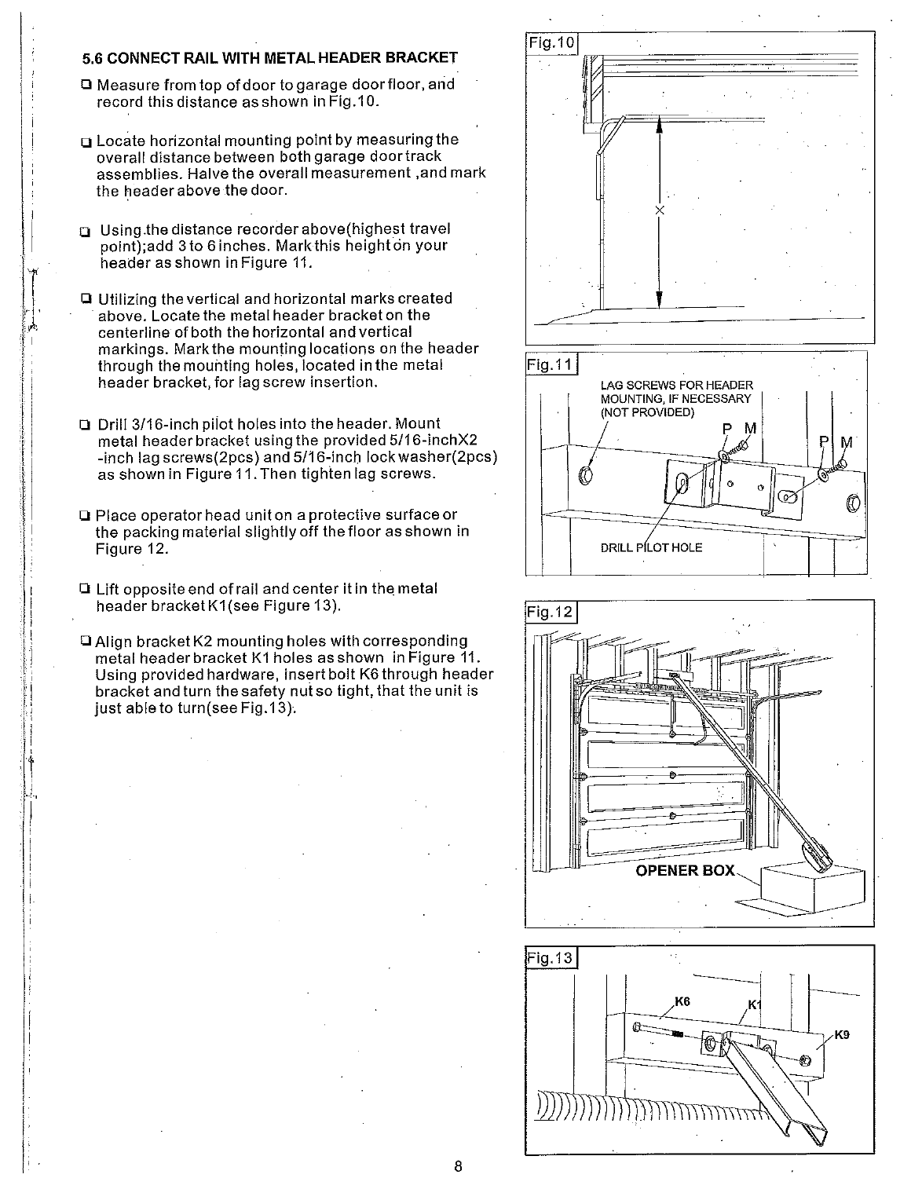## 5.6 CONNECT RAIL WITH METAL HEADER BRACKET

- Measure from top of door to garage door floor, and record this distance as shown in Fig.10.

- Locate horizontal mounting point by measuring the overall distance between both garage door track assemblies. Halve the overall measurement ,and mark the header above the door.

- Using.the distance recorder above(highest travel point);add 3 to 6 inches. Mark this height on your header as shown in Figure 11.

- Utilizing the vertical and horizontal marks created above. Locate the metal header bracket on the centerline of both the horizontal and vertical markings. Mark the mounting locations on the header through the mounting holes, located in the metal header bracket, for lag screw insertion.

- Drill 3/16-inch pilot holes into the header. Mount metal header bracket using the provided 5/16-inchX2 -inch lag screws(2pcs) and 5/16-inch lock washer(2pcs) as shown in Figure 11. Then tighten lag screws.

- Place operator head unit on a protective surface or the packing material slightly off the floor as shown in Figure 12.

- Lift opposite end of rail and center it in the metal header bracket K1(see Figure 13).

- Align bracket K2 mounting holes with corresponding metal header bracket K1 holes as shown in Figure 11. Using provided hardware, insert bolt K6 through header bracket and turn the safety nut so tight, that the unit is just able to turn(see Fig.13).

Fig.10

X

Fig.11

LAG SCREWS FOR HEADER MOUNTING, IF NECESSARY (NOT PROVIDED)

P M

P M

DRILL PILOT HOLE

Fig.12

OPENER BOX

Fig.13

K6

K1

K9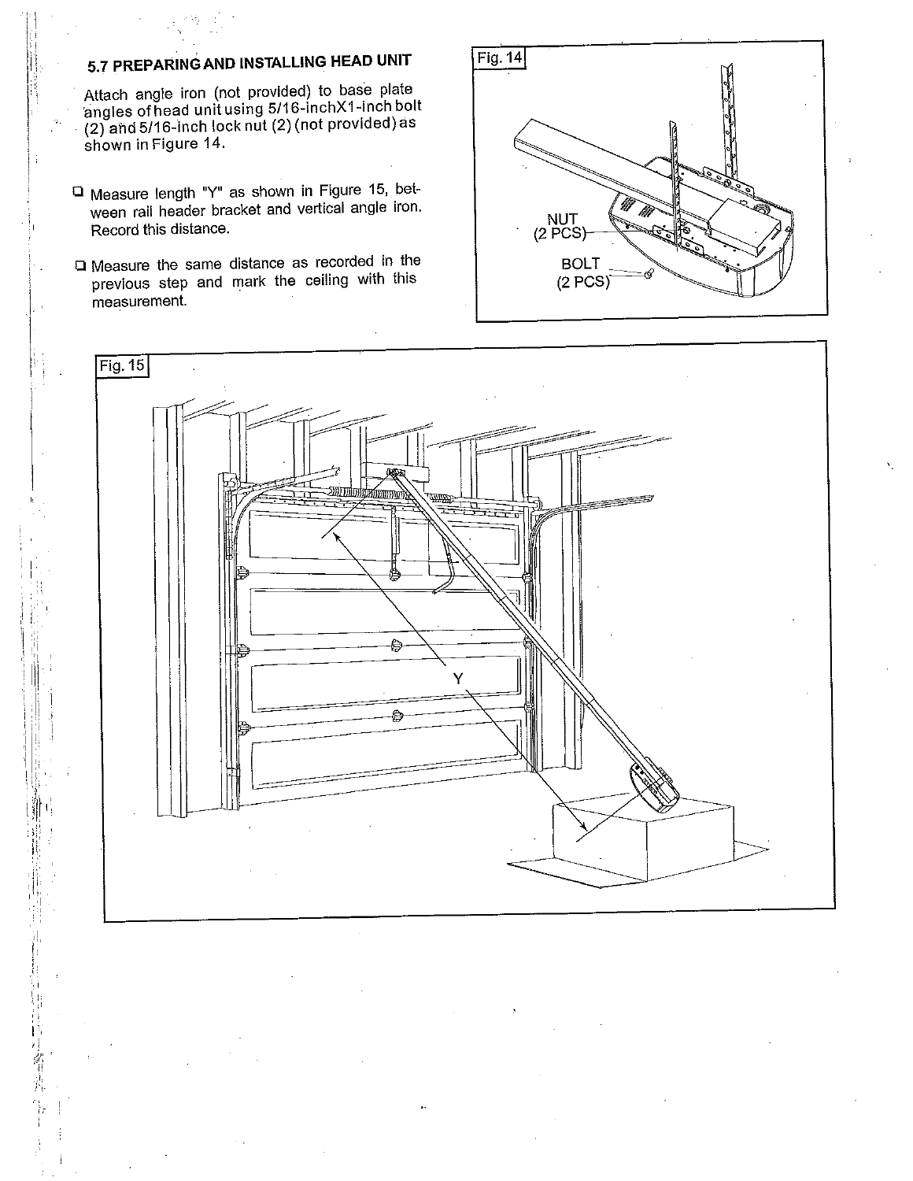## 5.7 PREPARING AND INSTALLING HEAD UNIT

Attach angle iron (not provided) to base plate angles of head unit using 5/16-inchX1-inch bolt (2) and 5/16-inch lock nut (2) (not provided) as shown in Figure 14.

- ☐ Measure length "Y" as shown in Figure 15, between rail header bracket and vertical angle iron. Record this distance.
- ☐ Measure the same distance as recorded in the previous step and mark the ceiling with this measurement.

Fig. 14

NUT (2 PCS)

BOLT (2 PCS)

Fig. 15

Y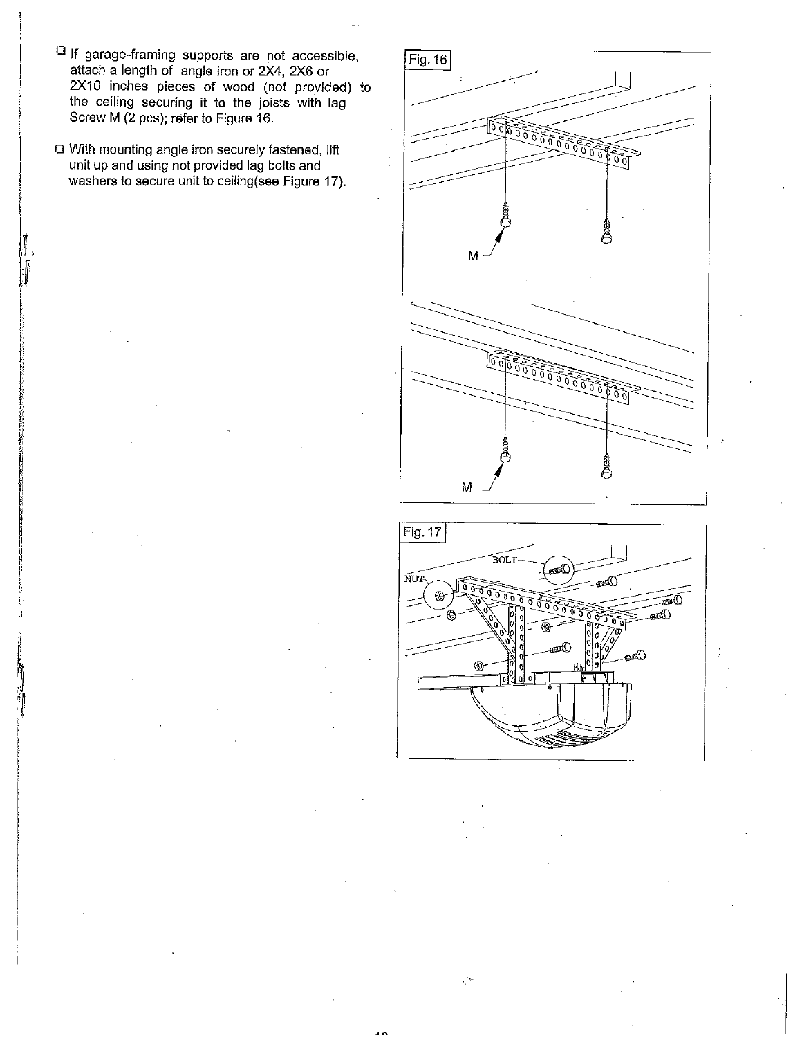- If garage-framing supports are not accessible, attach a length of angle iron or 2X4, 2X6 or 2X10 inches pieces of wood (not provided) to the ceiling securing it to the joists with lag Screw M (2 pcs); refer to Figure 16.

- With mounting angle iron securely fastened, lift unit up and using not provided lag bolts and washers to secure unit to ceiling(see Figure 17).

Fig. 16

M

M

Fig. 17

BOLT

NUT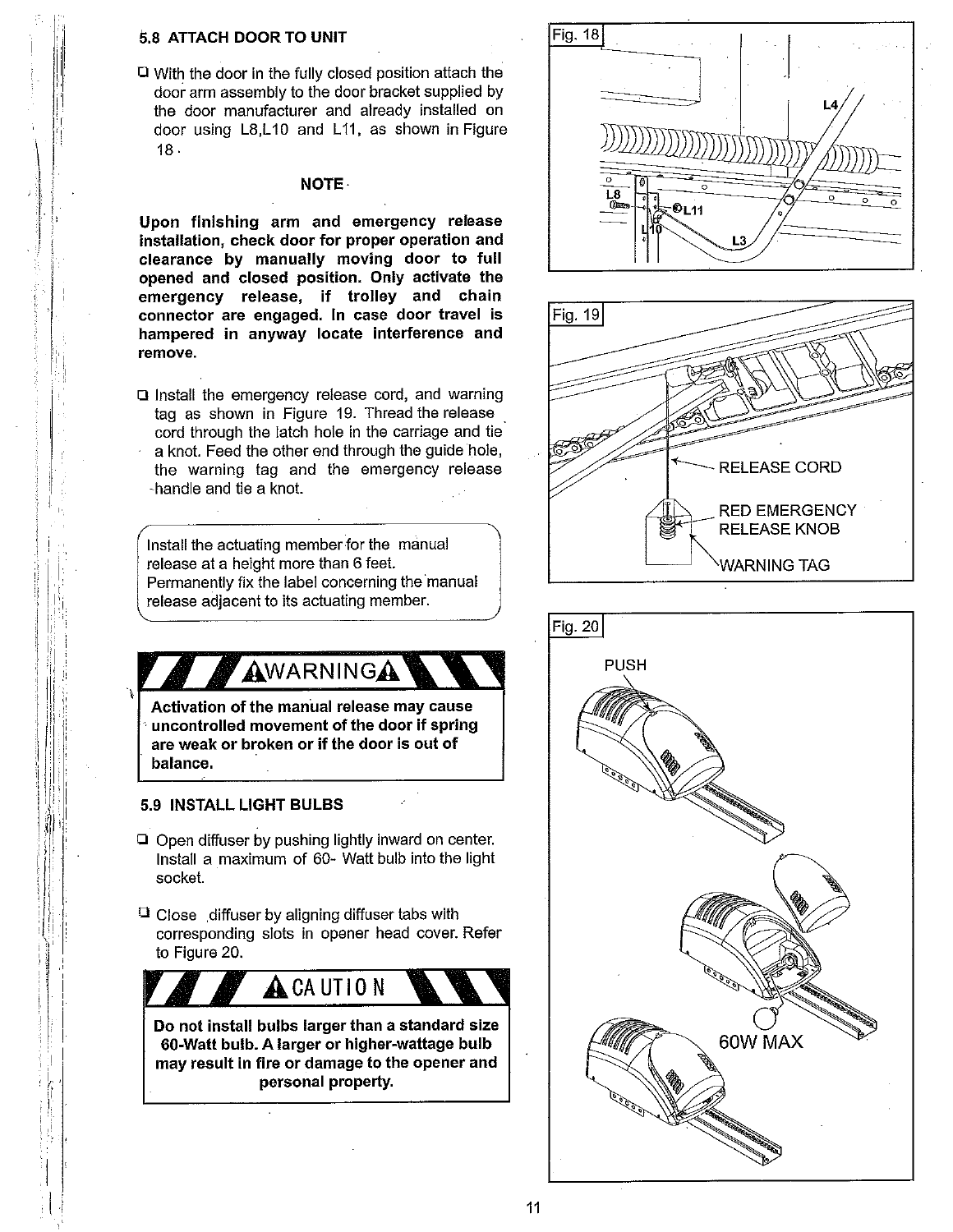### 5.8 ATTACH DOOR TO UNIT

- With the door in the fully closed position attach the door arm assembly to the door bracket supplied by the door manufacturer and already installed on door using L8, L10 and L11, as shown in Figure 18.

**NOTE**

**Upon finishing arm and emergency release installation, check door for proper operation and clearance by manually moving door to full opened and closed position. Only activate the emergency release, if trolley and chain connector are engaged. In case door travel is hampered in anyway locate interference and remove.**

- Install the emergency release cord, and warning tag as shown in Figure 19. Thread the release cord through the latch hole in the carriage and tie a knot. Feed the other end through the guide hole, the warning tag and the emergency release handle and tie a knot.

Install the actuating member for the manual release at a height more than 6 feet. Permanently fix the label concerning the manual release adjacent to its actuating member.

**⚠WARNING⚠**

**Activation of the manual release may cause uncontrolled movement of the door if spring are weak or broken or if the door is out of balance.**

### 5.9 INSTALL LIGHT BULBS

- Open diffuser by pushing lightly inward on center. Install a maximum of 60- Watt bulb into the light socket.
- Close diffuser by aligning diffuser tabs with corresponding slots in opener head cover. Refer to Figure 20.

**⚠CAUTION**

**Do not install bulbs larger than a standard size 60-Watt bulb. A larger or higher-wattage bulb may result in fire or damage to the opener and personal property.**

Fig. 18

L4, L8, L11, L10, L3

Fig. 19

RELEASE CORD

RED EMERGENCY RELEASE KNOB

WARNING TAG

Fig. 20

PUSH

60W MAX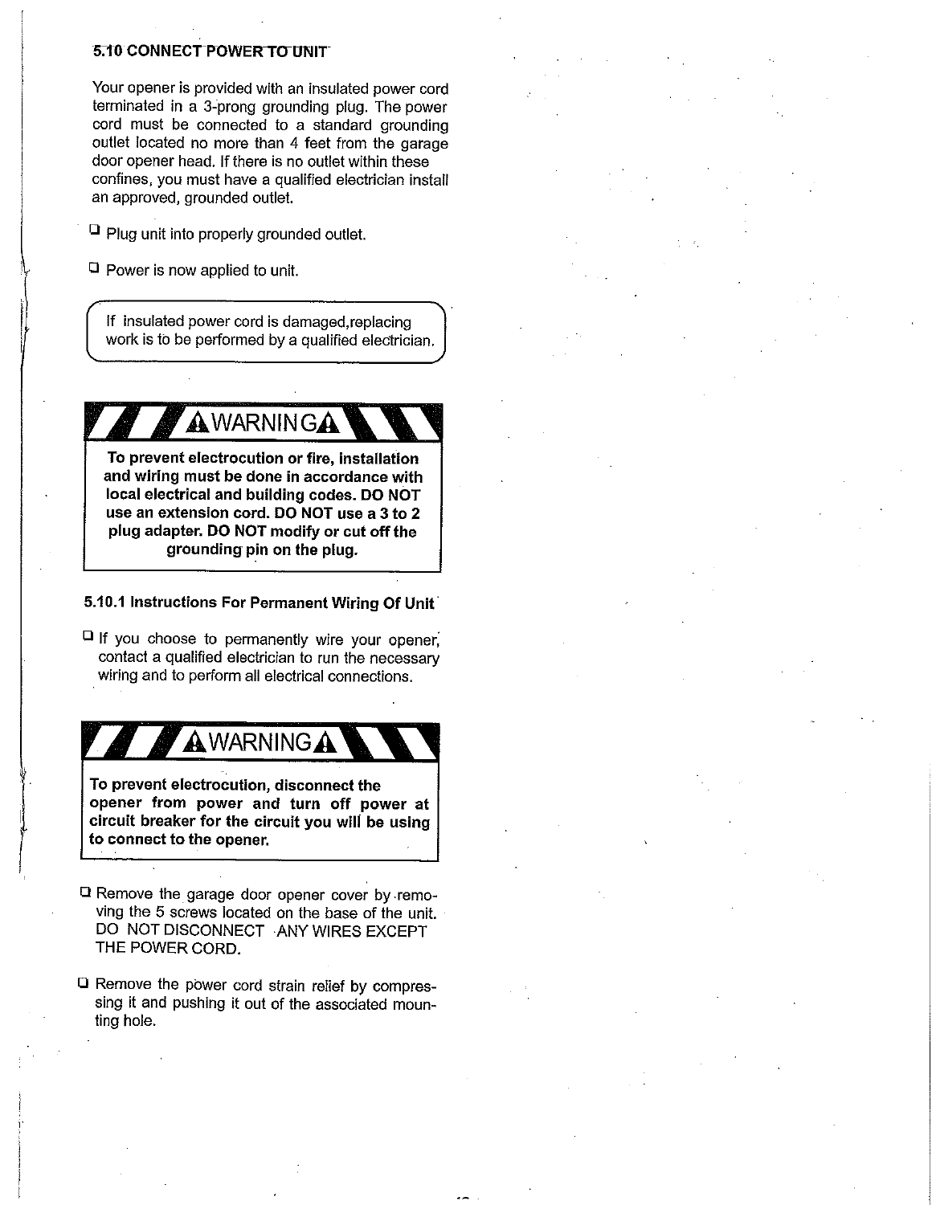## 5.10 CONNECT POWER TO UNIT

Your opener is provided with an insulated power cord terminated in a 3-prong grounding plug. The power cord must be connected to a standard grounding outlet located no more than 4 feet from the garage door opener head. If there is no outlet within these confines, you must have a qualified electrician install an approved, grounded outlet.

- ❑ Plug unit into properly grounded outlet.
- ❑ Power is now applied to unit.

> If insulated power cord is damaged,replacing work is to be performed by a qualified electrician.

> **⚠WARNING⚠**
>
> **To prevent electrocution or fire, installation and wiring must be done in accordance with local electrical and building codes. DO NOT use an extension cord. DO NOT use a 3 to 2 plug adapter. DO NOT modify or cut off the grounding pin on the plug.**

### 5.10.1 Instructions For Permanent Wiring Of Unit

- ❑ If you choose to permanently wire your opener, contact a qualified electrician to run the necessary wiring and to perform all electrical connections.

> **⚠WARNING⚠**
>
> **To prevent electrocution, disconnect the opener from power and turn off power at circuit breaker for the circuit you will be using to connect to the opener.**

- ❑ Remove the garage door opener cover by removing the 5 screws located on the base of the unit. DO NOT DISCONNECT ANY WIRES EXCEPT THE POWER CORD.
- ❑ Remove the power cord strain relief by compressing it and pushing it out of the associated mounting hole.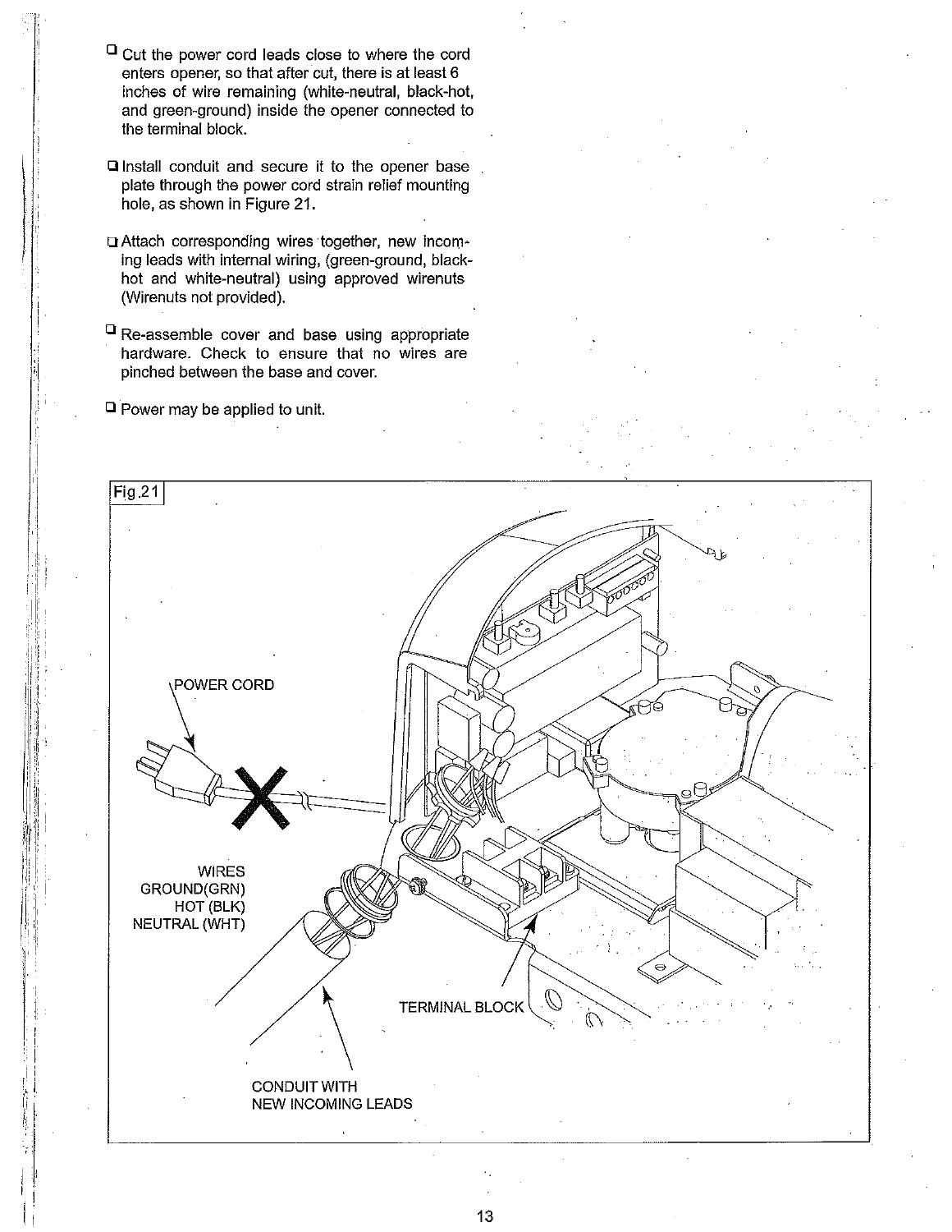- ☐ Cut the power cord leads close to where the cord enters opener, so that after cut, there is at least 6 inches of wire remaining (white-neutral, black-hot, and green-ground) inside the opener connected to the terminal block.

- ☐ Install conduit and secure it to the opener base plate through the power cord strain relief mounting hole, as shown in Figure 21.

- ☐ Attach corresponding wires together, new incoming leads with internal wiring, (green-ground, black-hot and white-neutral) using approved wirenuts (Wirenuts not provided).

- ☐ Re-assemble cover and base using appropriate hardware. Check to ensure that no wires are pinched between the base and cover.

- ☐ Power may be applied to unit.

Fig.21

POWER CORD

WIRES
GROUND(GRN)
HOT (BLK)
NEUTRAL (WHT)

TERMINAL BLOCK

CONDUIT WITH
NEW INCOMING LEADS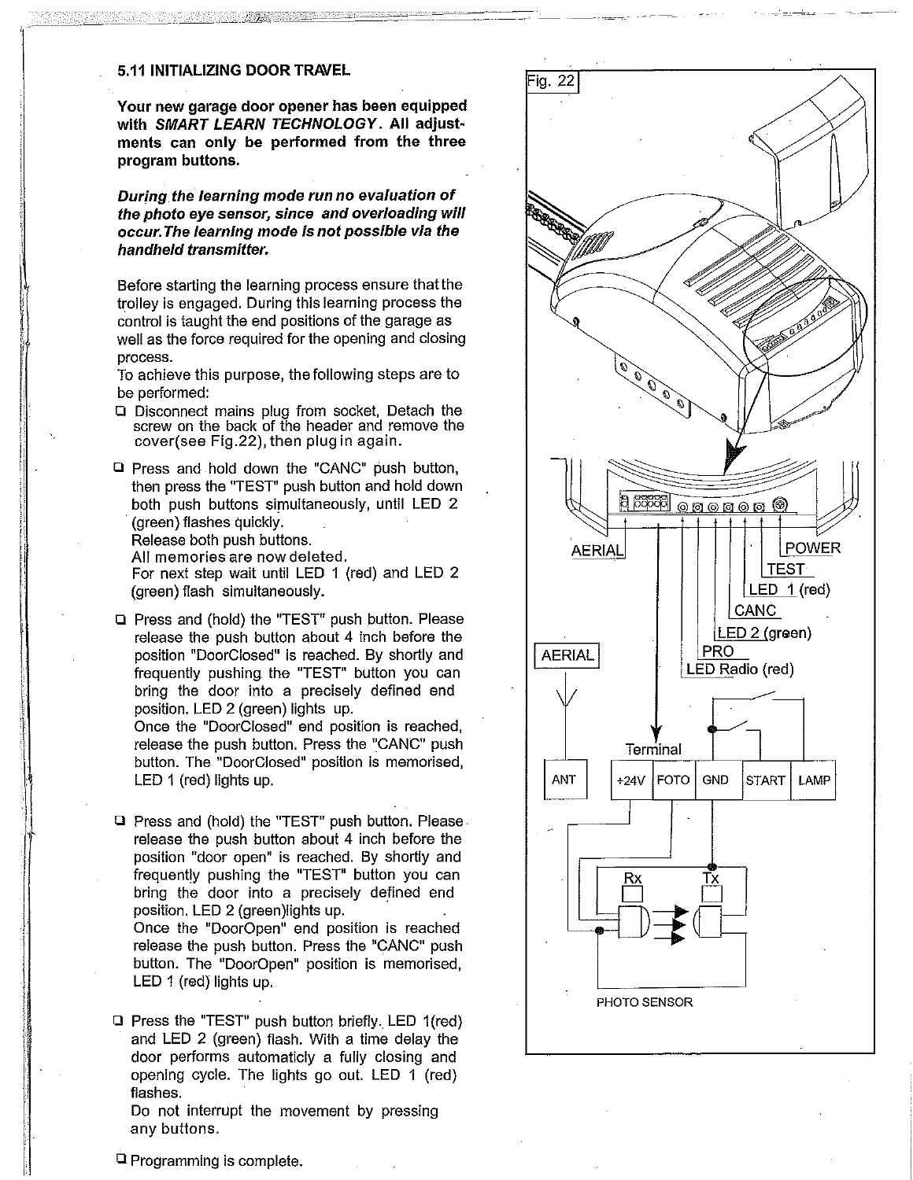### 5.11 INITIALIZING DOOR TRAVEL

**Your new garage door opener has been equipped with *SMART LEARN TECHNOLOGY*. All adjustments can only be performed from the three program buttons.**

***During the learning mode run no evaluation of the photo eye sensor, since and overloading will occur.The learning mode is not possible via the handheld transmitter.***

Before starting the learning process ensure that the trolley is engaged. During this learning process the control is taught the end positions of the garage as well as the force required for the opening and closing process.
To achieve this purpose, the following steps are to be performed:

- Disconnect mains plug from socket, Detach the screw on the back of the header and remove the cover(see Fig.22), then plug in again.
- Press and hold down the "CANC" push button, then press the "TEST" push button and hold down both push buttons simultaneously, until LED 2 (green) flashes quickly.
  Release both push buttons.
  All memories are now deleted.
  For next step wait until LED 1 (red) and LED 2 (green) flash simultaneously.
- Press and (hold) the "TEST" push button. Please release the push button about 4 inch before the position "DoorClosed" is reached. By shortly and frequently pushing the "TEST" button you can bring the door into a precisely defined end position. LED 2 (green) lights up.
  Once the "DoorClosed" end position is reached, release the push button. Press the "CANC" push button. The "DoorClosed" position is memorised, LED 1 (red) lights up.
- Press and (hold) the "TEST" push button. Please release the push button about 4 inch before the position "door open" is reached. By shortly and frequently pushing the "TEST" button you can bring the door into a precisely defined end position. LED 2 (green)lights up.
  Once the "DoorOpen" end position is reached release the push button. Press the "CANC" push button. The "DoorOpen" position is memorised, LED 1 (red) lights up.
- Press the "TEST" push button briefly. LED 1(red) and LED 2 (green) flash. With a time delay the door performs automaticly a fully closing and opening cycle. The lights go out. LED 1 (red) flashes.
  Do not interrupt the movement by pressing any buttons.
- Programming is complete.

Fig. 22

AERIAL, POWER, TEST, LED 1 (red), CANC, LED 2 (green), PRO, LED Radio (red)

AERIAL

Terminal

| ANT | +24V | FOTO | GND | START | LAMP |
|---|---|---|---|---|---|

Rx Tx

PHOTO SENSOR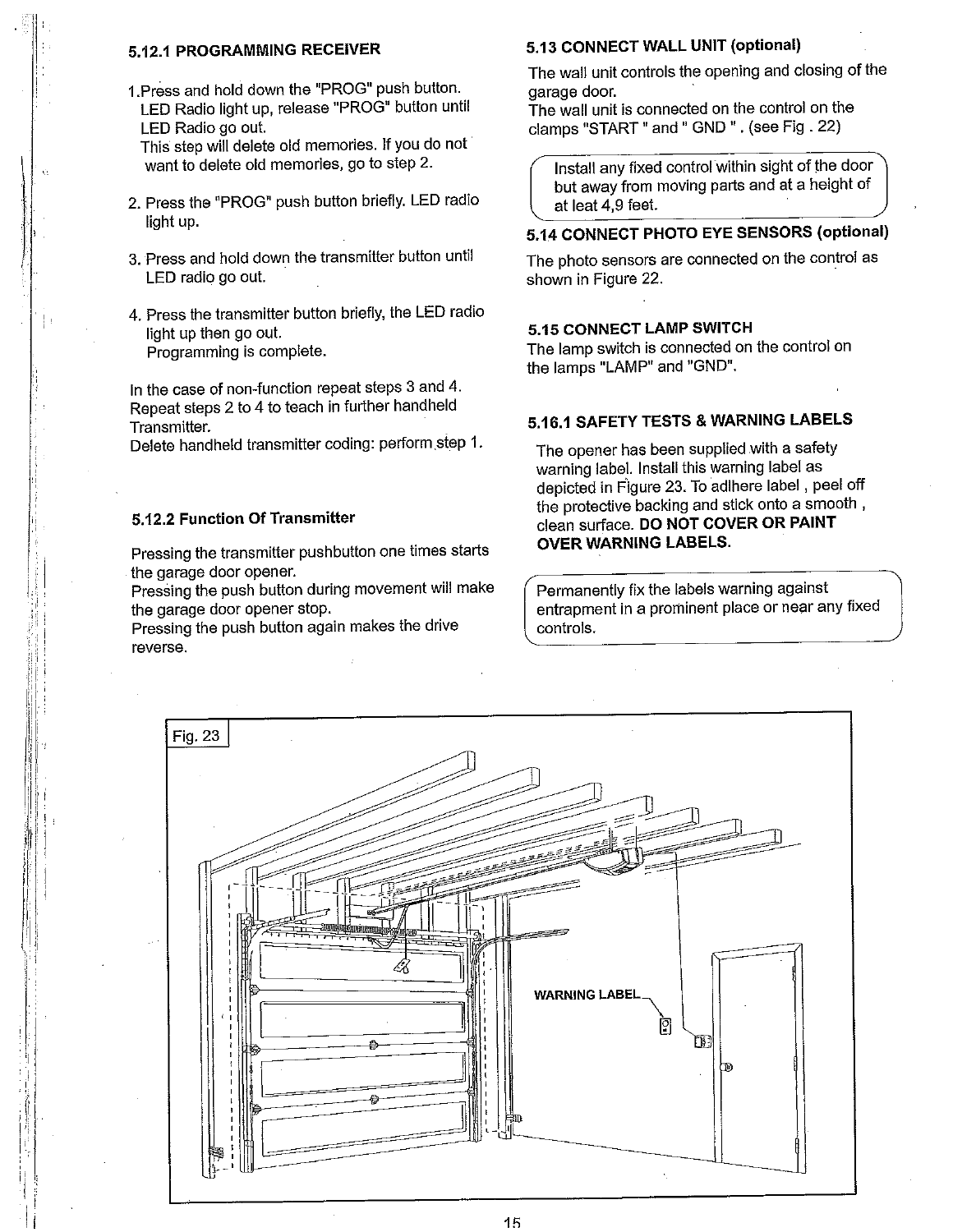### 5.12.1 PROGRAMMING RECEIVER

1. Press and hold down the "PROG" push button. LED Radio light up, release "PROG" button until LED Radio go out.
   This step will delete old memories. If you do not want to delete old memories, go to step 2.

2. Press the "PROG" push button briefly. LED radio light up.

3. Press and hold down the transmitter button until LED radio go out.

4. Press the transmitter button briefly, the LED radio light up then go out.
   Programming is complete.

In the case of non-function repeat steps 3 and 4.
Repeat steps 2 to 4 to teach in further handheld Transmitter.
Delete handheld transmitter coding: perform step 1.

### 5.12.2 Function Of Transmitter

Pressing the transmitter pushbutton one times starts the garage door opener.
Pressing the push button during movement will make the garage door opener stop.
Pressing the push button again makes the drive reverse.

### 5.13 CONNECT WALL UNIT (optional)

The wall unit controls the opening and closing of the garage door.
The wall unit is connected on the control on the clamps "START " and " GND " . (see Fig . 22)

> Install any fixed control within sight of the door but away from moving parts and at a height of at leat 4,9 feet.

### 5.14 CONNECT PHOTO EYE SENSORS (optional)

The photo sensors are connected on the control as shown in Figure 22.

### 5.15 CONNECT LAMP SWITCH

The lamp switch is connected on the control on the lamps "LAMP" and "GND".

### 5.16.1 SAFETY TESTS & WARNING LABELS

The opener has been supplied with a safety warning label. Install this warning label as depicted in Figure 23. To adlhere label , peel off the protective backing and stick onto a smooth , clean surface. **DO NOT COVER OR PAINT OVER WARNING LABELS.**

> Permanently fix the labels warning against entrapment in a prominent place or near any fixed controls.

Fig. 23

WARNING LABEL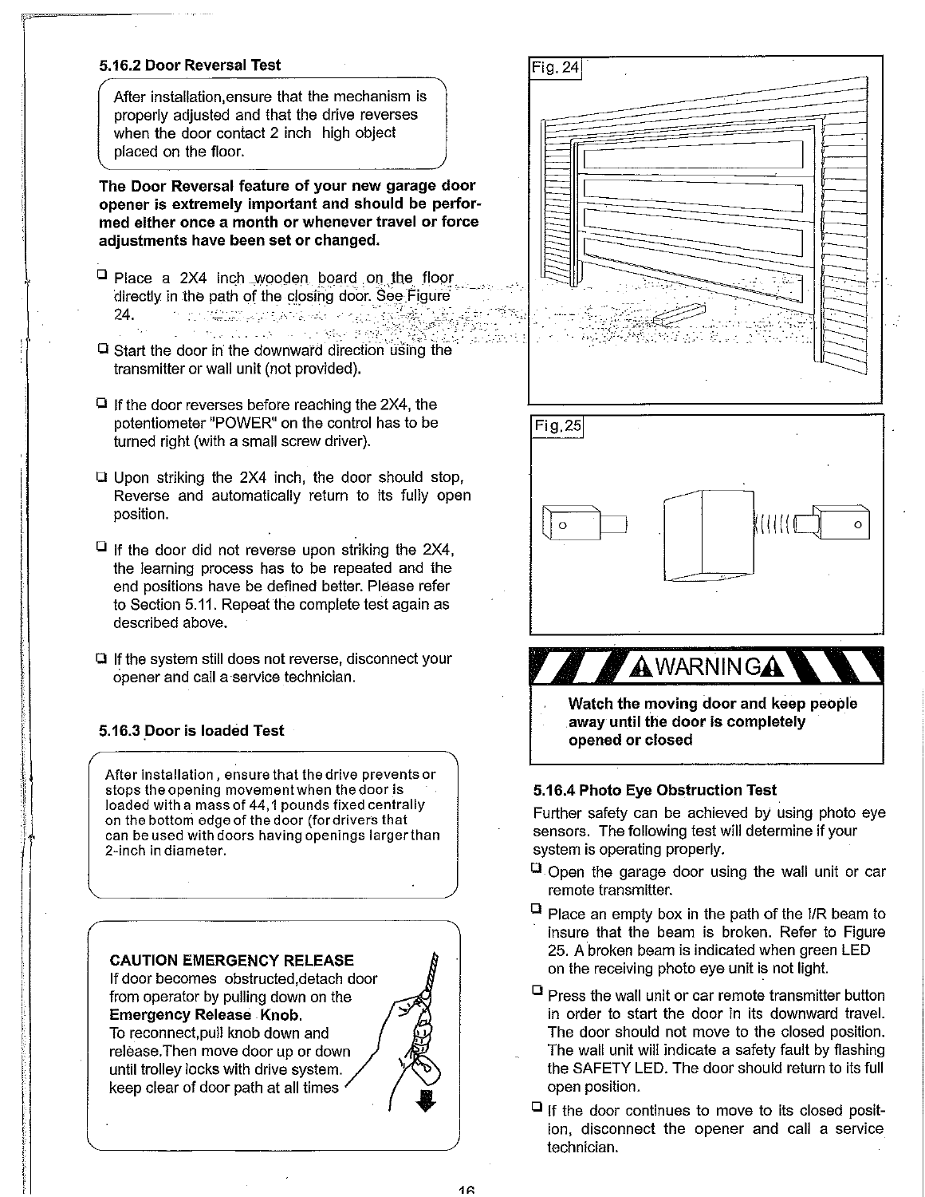### 5.16.2 Door Reversal Test

After installation,ensure that the mechanism is properly adjusted and that the drive reverses when the door contact 2 inch high object placed on the floor.

**The Door Reversal feature of your new garage door opener is extremely important and should be performed either once a month or whenever travel or force adjustments have been set or changed.**

- Place a 2X4 inch wooden board on the floor directly in the path of the closing door. See Figure 24.
- Start the door in the downward direction using the transmitter or wall unit (not provided).
- If the door reverses before reaching the 2X4, the potentiometer "POWER" on the control has to be turned right (with a small screw driver).
- Upon striking the 2X4 inch, the door should stop, Reverse and automatically return to its fully open position.
- If the door did not reverse upon striking the 2X4, the learning process has to be repeated and the end positions have be defined better. Please refer to Section 5.11. Repeat the complete test again as described above.
- If the system still does not reverse, disconnect your opener and call a service technician.

### 5.16.3 Door is loaded Test

After installation, ensure that the drive prevents or stops the opening movement when the door is loaded with a mass of 44,1 pounds fixed centrally on the bottom edge of the door (for drivers that can be used with doors having openings larger than 2-inch in diameter.

**CAUTION EMERGENCY RELEASE**
If door becomes obstructed,detach door from operator by pulling down on the **Emergency Release Knob.**
To reconnect,pull knob down and release.Then move door up or down until trolley locks with drive system.
keep clear of door path at all times

Fig. 24

Fig. 25

**⚠WARNING⚠**

**Watch the moving door and keep people away until the door is completely opened or closed**

### 5.16.4 Photo Eye Obstruction Test

Further safety can be achieved by using photo eye sensors. The following test will determine if your system is operating properly.

- Open the garage door using the wall unit or car remote transmitter.
- Place an empty box in the path of the I/R beam to insure that the beam is broken. Refer to Figure 25. A broken beam is indicated when green LED on the receiving photo eye unit is not light.
- Press the wall unit or car remote transmitter button in order to start the door in its downward travel. The door should not move to the closed position. The wall unit will indicate a safety fault by flashing the SAFETY LED. The door should return to its full open position.
- If the door continues to move to its closed position, disconnect the opener and call a service technician.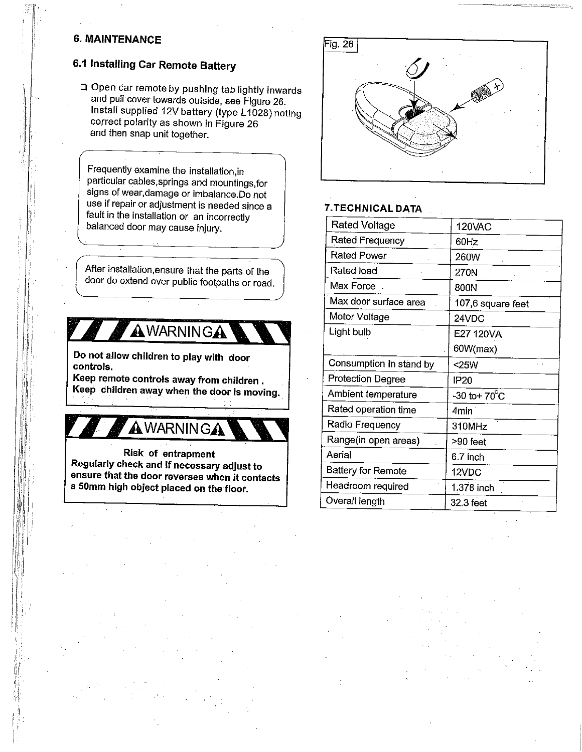## 6. MAINTENANCE

### 6.1 Installing Car Remote Battery

- Open car remote by pushing tab lightly inwards and pull cover towards outside, see Figure 26. Install supplied 12V battery (type L1028) noting correct polarity as shown in Figure 26 and then snap unit together.

Frequently examine the installation,in particular cables,springs and mountings,for signs of wear,damage or imbalance.Do not use if repair or adjustment is needed since a fault in the installation or an incorrectly balanced door may cause injury.

After installation,ensure that the parts of the door do extend over public footpaths or road.

**⚠WARNING⚠**

**Do not allow children to play with door controls.**
**Keep remote controls away from children .**
**Keep children away when the door is moving.**

**⚠WARNING⚠**

**Risk of entrapment**
**Regularly check and if necessary adjust to ensure that the door reverses when it contacts a 50mm high object placed on the floor.**

Fig. 26

## 7.TECHNICAL DATA

| | |
|---|---|
| Rated Voltage | 120VAC |
| Rated Frequency | 60Hz |
| Rated Power | 260W |
| Rated load | 270N |
| Max Force | 800N |
| Max door surface area | 107,6 square feet |
| Motor Voltage | 24VDC |
| Light bulb | E27 120VA 60W(max) |
| Consumption In stand by | <25W |
| Protection Degree | IP20 |
| Ambient temperature | -30 to+ 70°C |
| Rated operation time | 4min |
| Radio Frequency | 310MHz |
| Range(in open areas) | >90 feet |
| Aerial | 6.7 inch |
| Battery for Remote | 12VDC |
| Headroom required | 1.378 inch |
| Overall length | 32.3 feet |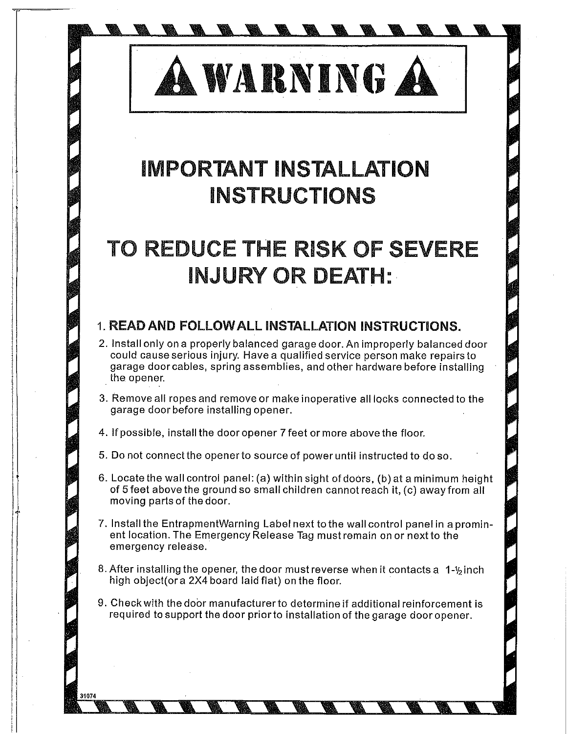# ⚠ WARNING ⚠

## IMPORTANT INSTALLATION INSTRUCTIONS

## TO REDUCE THE RISK OF SEVERE INJURY OR DEATH:

1. **READ AND FOLLOW ALL INSTALLATION INSTRUCTIONS.**
2. Install only on a properly balanced garage door. An improperly balanced door could cause serious injury. Have a qualified service person make repairs to garage door cables, spring assemblies, and other hardware before installing the opener.
3. Remove all ropes and remove or make inoperative all locks connected to the garage door before installing opener.
4. If possible, install the door opener 7 feet or more above the floor.
5. Do not connect the opener to source of power until instructed to do so.
6. Locate the wall control panel: (a) within sight of doors, (b) at a minimum height of 5 feet above the ground so small children cannot reach it, (c) away from all moving parts of the door.
7. Install the EntrapmentWarning Label next to the wall control panel in a prominent location. The Emergency Release Tag must remain on or next to the emergency release.
8. After installing the opener, the door must reverse when it contacts a 1-½ inch high object(or a 2X4 board laid flat) on the floor.
9. Check with the door manufacturer to determine if additional reinforcement is required to support the door prior to installation of the garage door opener.

31074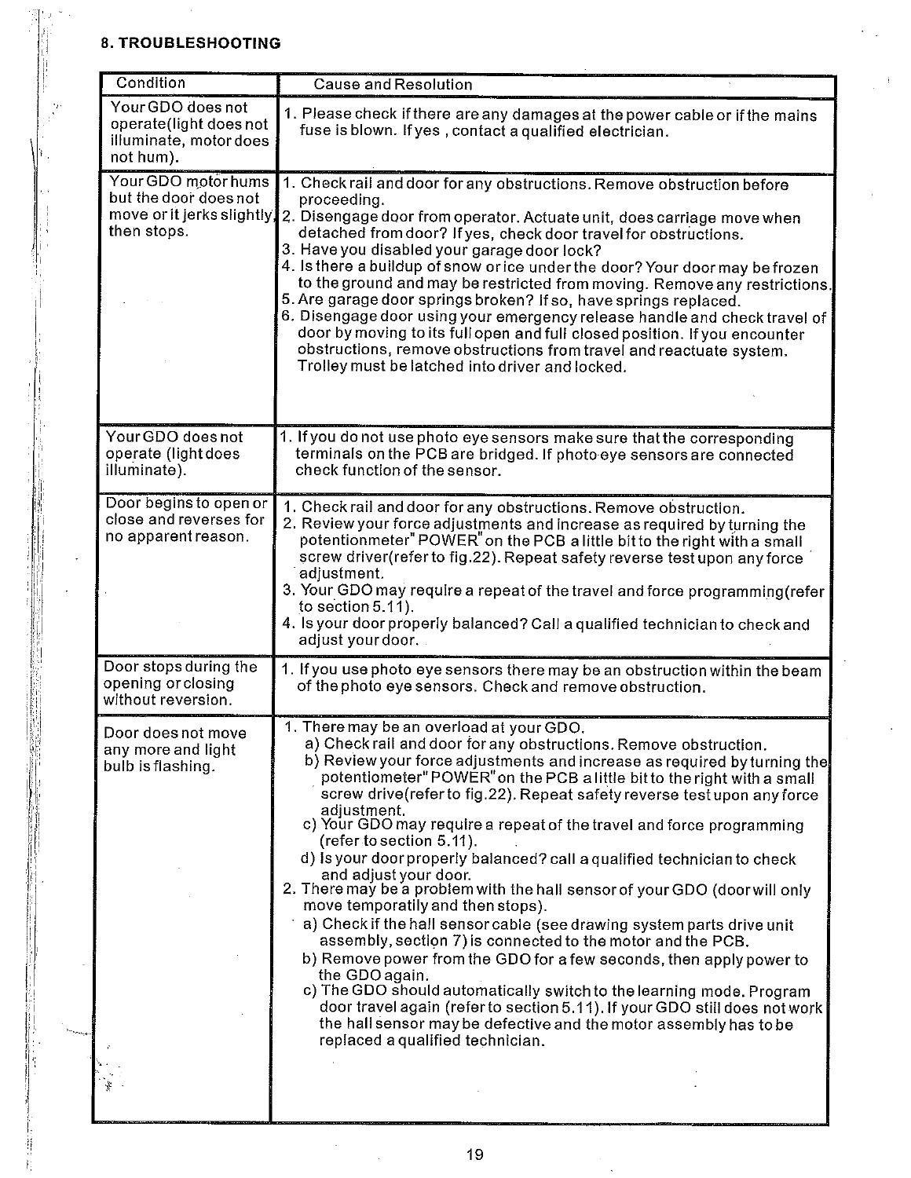## 8. TROUBLESHOOTING

| Condition | Cause and Resolution |
|---|---|
| Your GDO does not operate(light does not illuminate, motor does not hum). | 1. Please check if there are any damages at the power cable or if the mains fuse is blown. If yes , contact a qualified electrician. |
| Your GDO motor hums but the door does not move or it jerks slightly then stops. | 1. Check rail and door for any obstructions. Remove obstruction before proceeding.<br>2. Disengage door from operator. Actuate unit, does carriage move when detached from door? If yes, check door travel for obstructions.<br>3. Have you disabled your garage door lock?<br>4. Is there a buildup of snow or ice under the door? Your door may be frozen to the ground and may be restricted from moving. Remove any restrictions.<br>5. Are garage door springs broken? If so, have springs replaced.<br>6. Disengage door using your emergency release handle and check travel of door by moving to its full open and full closed position. If you encounter obstructions, remove obstructions from travel and reactuate system. Trolley must be latched into driver and locked. |
| Your GDO does not operate (light does illuminate). | 1. If you do not use photo eye sensors make sure that the corresponding terminals on the PCB are bridged. If photo eye sensors are connected check function of the sensor. |
| Door begins to open or close and reverses for no apparent reason. | 1. Check rail and door for any obstructions. Remove obstruction.<br>2. Review your force adjustments and increase as required by turning the potentionmeter" POWER" on the PCB a little bit to the right with a small screw driver(refer to fig.22). Repeat safety reverse test upon any force adjustment.<br>3. Your GDO may require a repeat of the travel and force programming(refer to section 5.11).<br>4. Is your door properly balanced? Call a qualified technician to check and adjust your door. |
| Door stops during the opening or closing without reversion. | 1. If you use photo eye sensors there may be an obstruction within the beam of the photo eye sensors. Check and remove obstruction. |
| Door does not move any more and light bulb is flashing. | 1. There may be an overload at your GDO.<br>a) Check rail and door for any obstructions. Remove obstruction.<br>b) Review your force adjustments and increase as required by turning the potentiometer" POWER"on the PCB a little bit to the right with a small screw drive(refer to fig.22). Repeat safety reverse test upon any force adjustment.<br>c) Your GDO may require a repeat of the travel and force programming (refer to section 5.11).<br>d) Is your door properly balanced? call a qualified technician to check and adjust your door.<br>2. There may be a problem with the hall sensor of your GDO (door will only move temporatily and then stops).<br>a) Check if the hall sensor cable (see drawing system parts drive unit assembly, section 7) is connected to the motor and the PCB.<br>b) Remove power from the GDO for a few seconds, then apply power to the GDO again.<br>c) The GDO should automatically switch to the learning mode. Program door travel again (refer to section 5.11). If your GDO still does not work the hall sensor may be defective and the motor assembly has to be replaced a qualified technician. |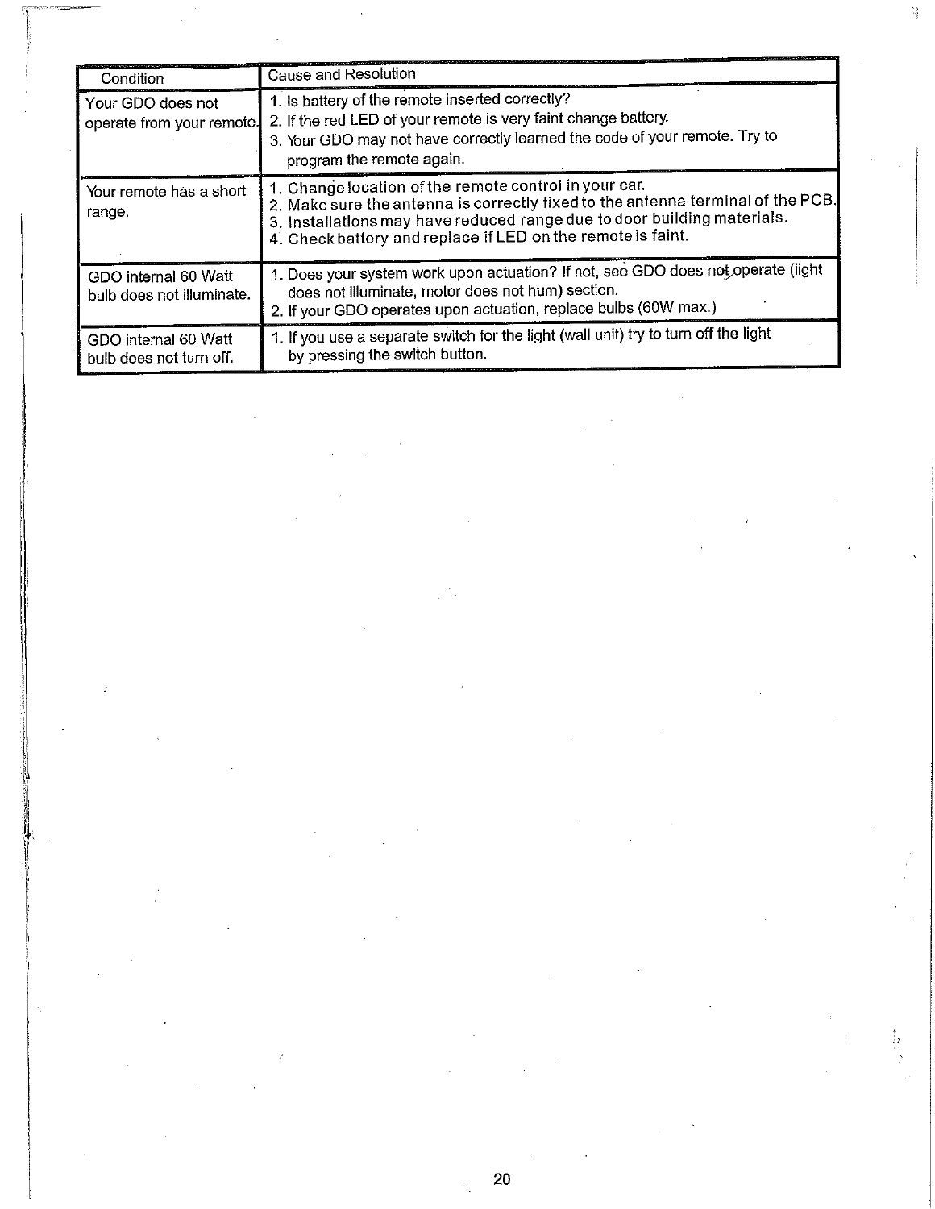| Condition | Cause and Resolution |
|---|---|
| Your GDO does not operate from your remote. | 1. Is battery of the remote inserted correctly?<br>2. If the red LED of your remote is very faint change battery.<br>3. Your GDO may not have correctly learned the code of your remote. Try to program the remote again. |
| Your remote has a short range. | 1. Change location of the remote control in your car.<br>2. Make sure the antenna is correctly fixed to the antenna terminal of the PCB.<br>3. Installations may have reduced range due to door building materials.<br>4. Check battery and replace if LED on the remote is faint. |
| GDO internal 60 Watt bulb does not illuminate. | 1. Does your system work upon actuation? If not, see GDO does not operate (light does not illuminate, motor does not hum) section.<br>2. If your GDO operates upon actuation, replace bulbs (60W max.) |
| GDO internal 60 Watt bulb does not turn off. | 1. If you use a separate switch for the light (wall unit) try to turn off the light by pressing the switch button. |